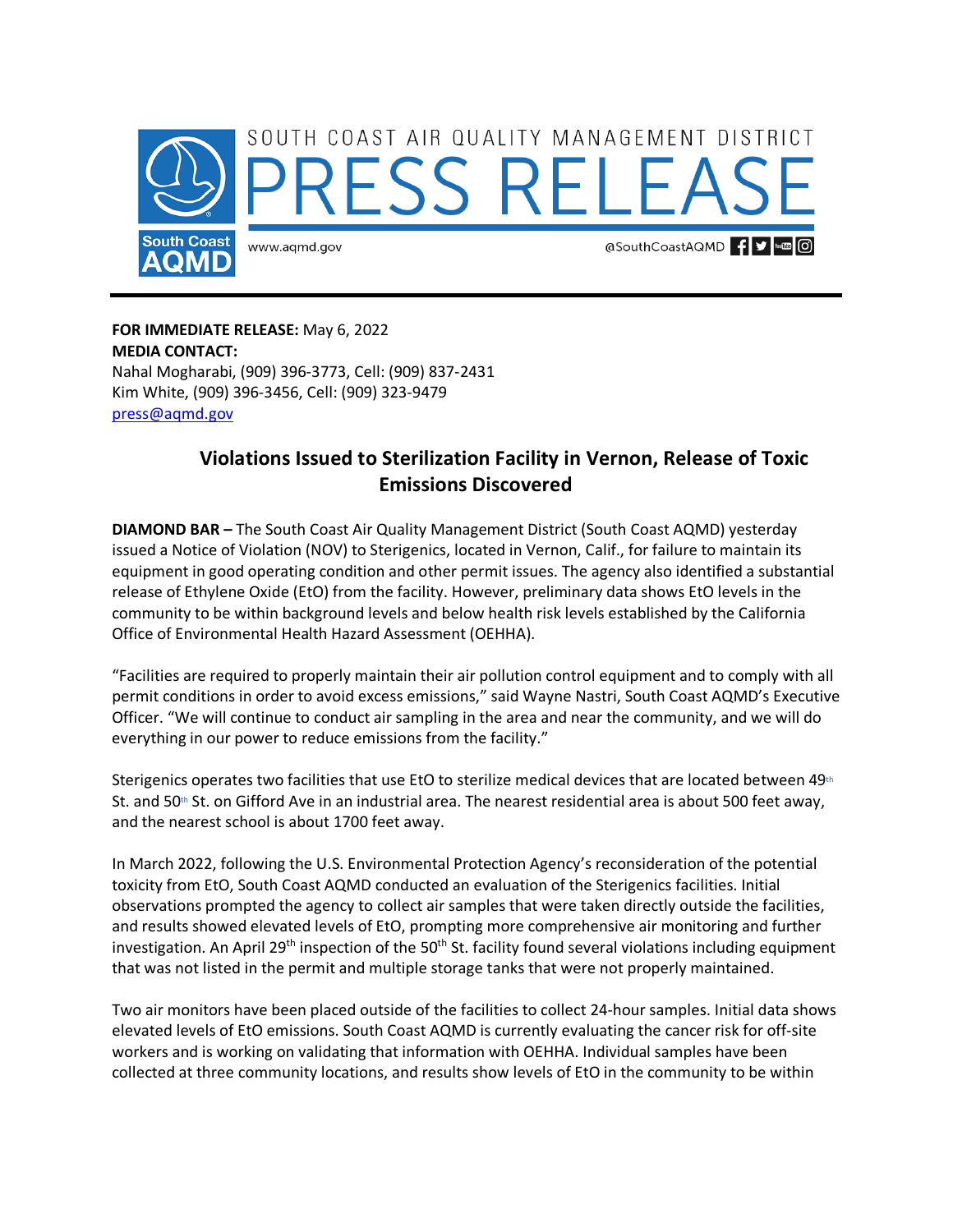SOUTH COAST AIR QUALITY MANAGEMENT DISTRICT

# PRESS RELEASE

South Coast AQMD

www.aqmd.gov @SouthCoastAQMD

**FOR IMMEDIATE RELEASE:** May 6, 2022
**MEDIA CONTACT:**
Nahal Mogharabi, (909) 396-3773, Cell: (909) 837-2431
Kim White, (909) 396-3456, Cell: (909) 323-9479
press@aqmd.gov

## Violations Issued to Sterilization Facility in Vernon, Release of Toxic Emissions Discovered

**DIAMOND BAR –** The South Coast Air Quality Management District (South Coast AQMD) yesterday issued a Notice of Violation (NOV) to Sterigenics, located in Vernon, Calif., for failure to maintain its equipment in good operating condition and other permit issues. The agency also identified a substantial release of Ethylene Oxide (EtO) from the facility. However, preliminary data shows EtO levels in the community to be within background levels and below health risk levels established by the California Office of Environmental Health Hazard Assessment (OEHHA).

"Facilities are required to properly maintain their air pollution control equipment and to comply with all permit conditions in order to avoid excess emissions," said Wayne Nastri, South Coast AQMD's Executive Officer. "We will continue to conduct air sampling in the area and near the community, and we will do everything in our power to reduce emissions from the facility."

Sterigenics operates two facilities that use EtO to sterilize medical devices that are located between 49th St. and 50th St. on Gifford Ave in an industrial area. The nearest residential area is about 500 feet away, and the nearest school is about 1700 feet away.

In March 2022, following the U.S. Environmental Protection Agency's reconsideration of the potential toxicity from EtO, South Coast AQMD conducted an evaluation of the Sterigenics facilities. Initial observations prompted the agency to collect air samples that were taken directly outside the facilities, and results showed elevated levels of EtO, prompting more comprehensive air monitoring and further investigation. An April 29th inspection of the 50th St. facility found several violations including equipment that was not listed in the permit and multiple storage tanks that were not properly maintained.

Two air monitors have been placed outside of the facilities to collect 24-hour samples. Initial data shows elevated levels of EtO emissions. South Coast AQMD is currently evaluating the cancer risk for off-site workers and is working on validating that information with OEHHA. Individual samples have been collected at three community locations, and results show levels of EtO in the community to be within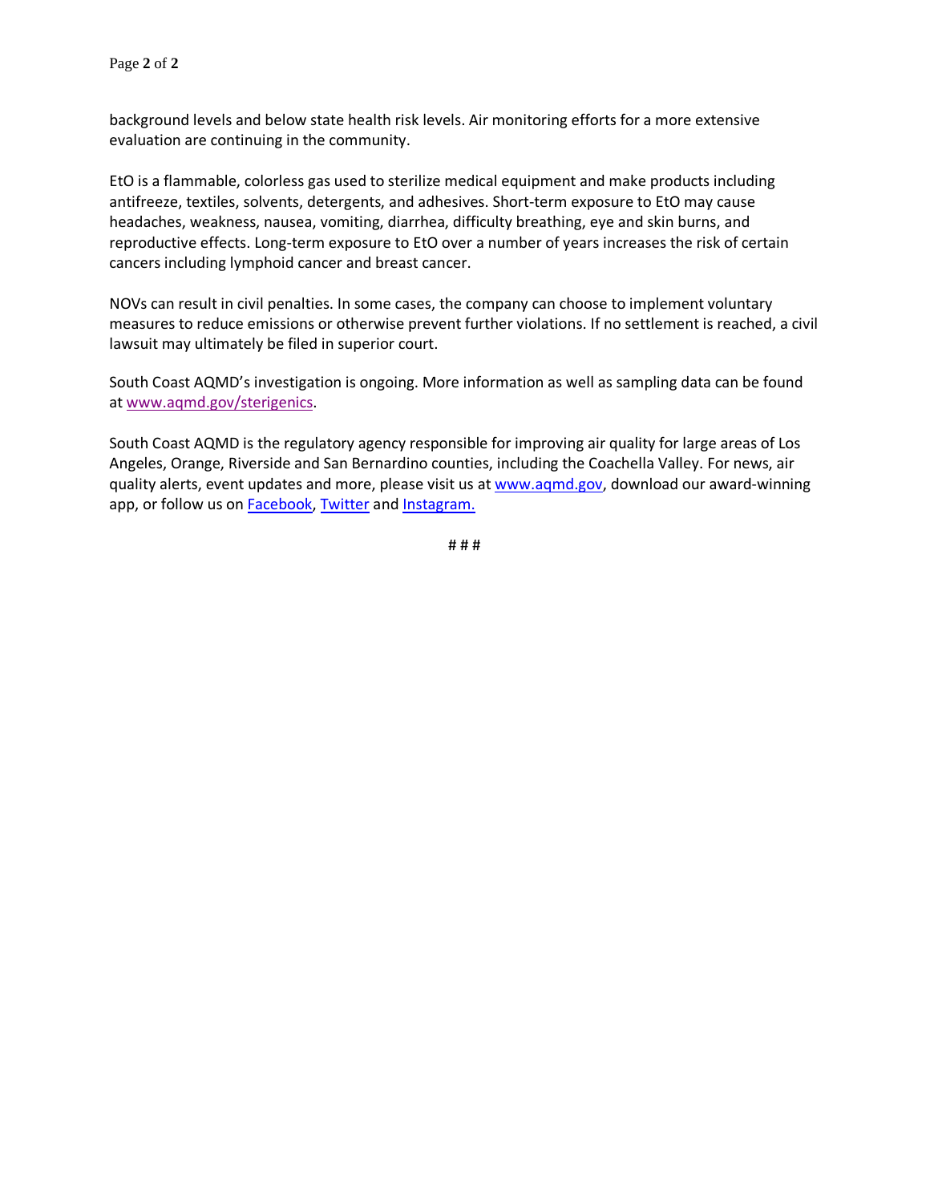background levels and below state health risk levels. Air monitoring efforts for a more extensive evaluation are continuing in the community.

EtO is a flammable, colorless gas used to sterilize medical equipment and make products including antifreeze, textiles, solvents, detergents, and adhesives. Short-term exposure to EtO may cause headaches, weakness, nausea, vomiting, diarrhea, difficulty breathing, eye and skin burns, and reproductive effects. Long-term exposure to EtO over a number of years increases the risk of certain cancers including lymphoid cancer and breast cancer.

NOVs can result in civil penalties. In some cases, the company can choose to implement voluntary measures to reduce emissions or otherwise prevent further violations. If no settlement is reached, a civil lawsuit may ultimately be filed in superior court.

South Coast AQMD's investigation is ongoing. More information as well as sampling data can be found at [www.aqmd.gov/sterigenics](www.aqmd.gov/sterigenics).

South Coast AQMD is the regulatory agency responsible for improving air quality for large areas of Los Angeles, Orange, Riverside and San Bernardino counties, including the Coachella Valley. For news, air quality alerts, event updates and more, please visit us at [www.aqmd.gov](www.aqmd.gov), download our award-winning app, or follow us on Facebook, Twitter and Instagram.

# # #